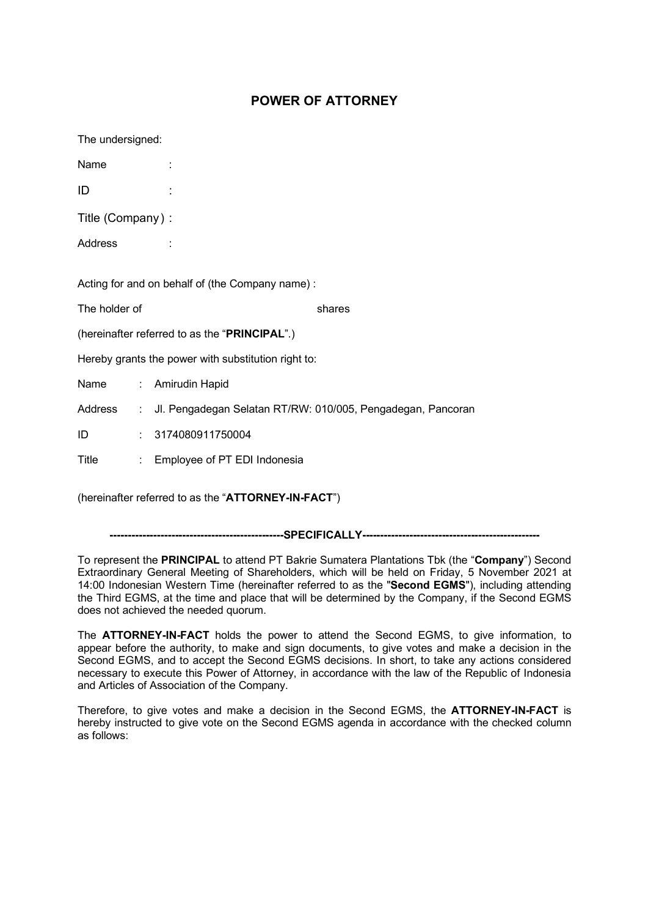# POWER OF ATTORNEY

The undersigned:

Name :

ID :

Title (Company) :

Address :

Acting for and on behalf of (the Company name) :

The holder of shares

(hereinafter referred to as the "**PRINCIPAL**".)

Hereby grants the power with substitution right to:

Name : Amirudin Hapid

Address : Jl. Pengadegan Selatan RT/RW: 010/005, Pengadegan, Pancoran

ID : 3174080911750004

Title : Employee of PT EDI Indonesia

(hereinafter referred to as the "**ATTORNEY-IN-FACT**")

**------------------------------------------------SPECIFICALLY------------------------------------------------**

To represent the **PRINCIPAL** to attend PT Bakrie Sumatera Plantations Tbk (the "**Company**") Second Extraordinary General Meeting of Shareholders, which will be held on Friday, 5 November 2021 at 14:00 Indonesian Western Time (hereinafter referred to as the "**Second EGMS**"), including attending the Third EGMS, at the time and place that will be determined by the Company, if the Second EGMS does not achieved the needed quorum.

The **ATTORNEY-IN-FACT** holds the power to attend the Second EGMS, to give information, to appear before the authority, to make and sign documents, to give votes and make a decision in the Second EGMS, and to accept the Second EGMS decisions. In short, to take any actions considered necessary to execute this Power of Attorney, in accordance with the law of the Republic of Indonesia and Articles of Association of the Company.

Therefore, to give votes and make a decision in the Second EGMS, the **ATTORNEY-IN-FACT** is hereby instructed to give vote on the Second EGMS agenda in accordance with the checked column as follows: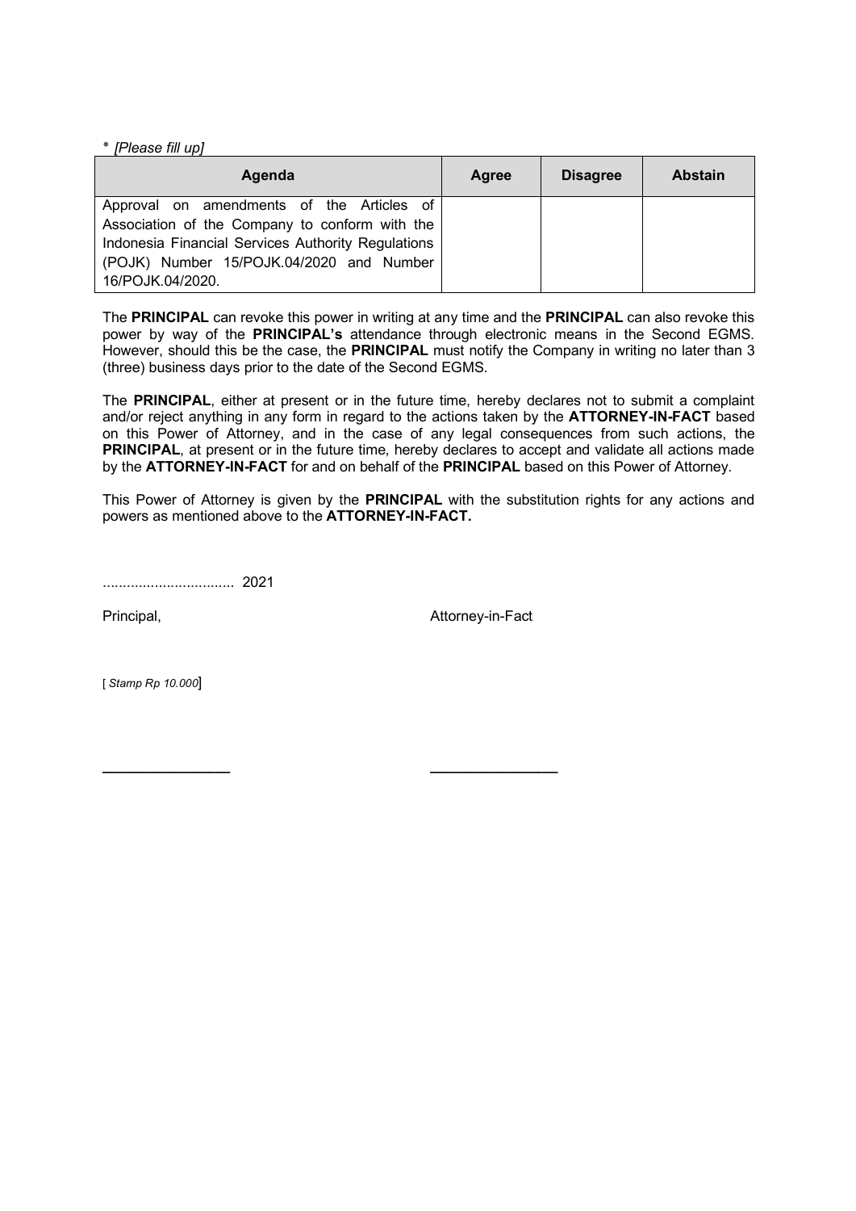* *[Please fill up]*

| Agenda | Agree | Disagree | Abstain |
|---|---|---|---|
| Approval on amendments of the Articles of Association of the Company to conform with the Indonesia Financial Services Authority Regulations (POJK) Number 15/POJK.04/2020 and Number 16/POJK.04/2020. | | | |

The **PRINCIPAL** can revoke this power in writing at any time and the **PRINCIPAL** can also revoke this power by way of the **PRINCIPAL's** attendance through electronic means in the Second EGMS. However, should this be the case, the **PRINCIPAL** must notify the Company in writing no later than 3 (three) business days prior to the date of the Second EGMS.

The **PRINCIPAL**, either at present or in the future time, hereby declares not to submit a complaint and/or reject anything in any form in regard to the actions taken by the **ATTORNEY-IN-FACT** based on this Power of Attorney, and in the case of any legal consequences from such actions, the **PRINCIPAL**, at present or in the future time, hereby declares to accept and validate all actions made by the **ATTORNEY-IN-FACT** for and on behalf of the **PRINCIPAL** based on this Power of Attorney.

This Power of Attorney is given by the **PRINCIPAL** with the substitution rights for any actions and powers as mentioned above to the **ATTORNEY-IN-FACT.**

................................. 2021

Principal, Attorney-in-Fact

[ *Stamp Rp 10.000*]

________________ ________________